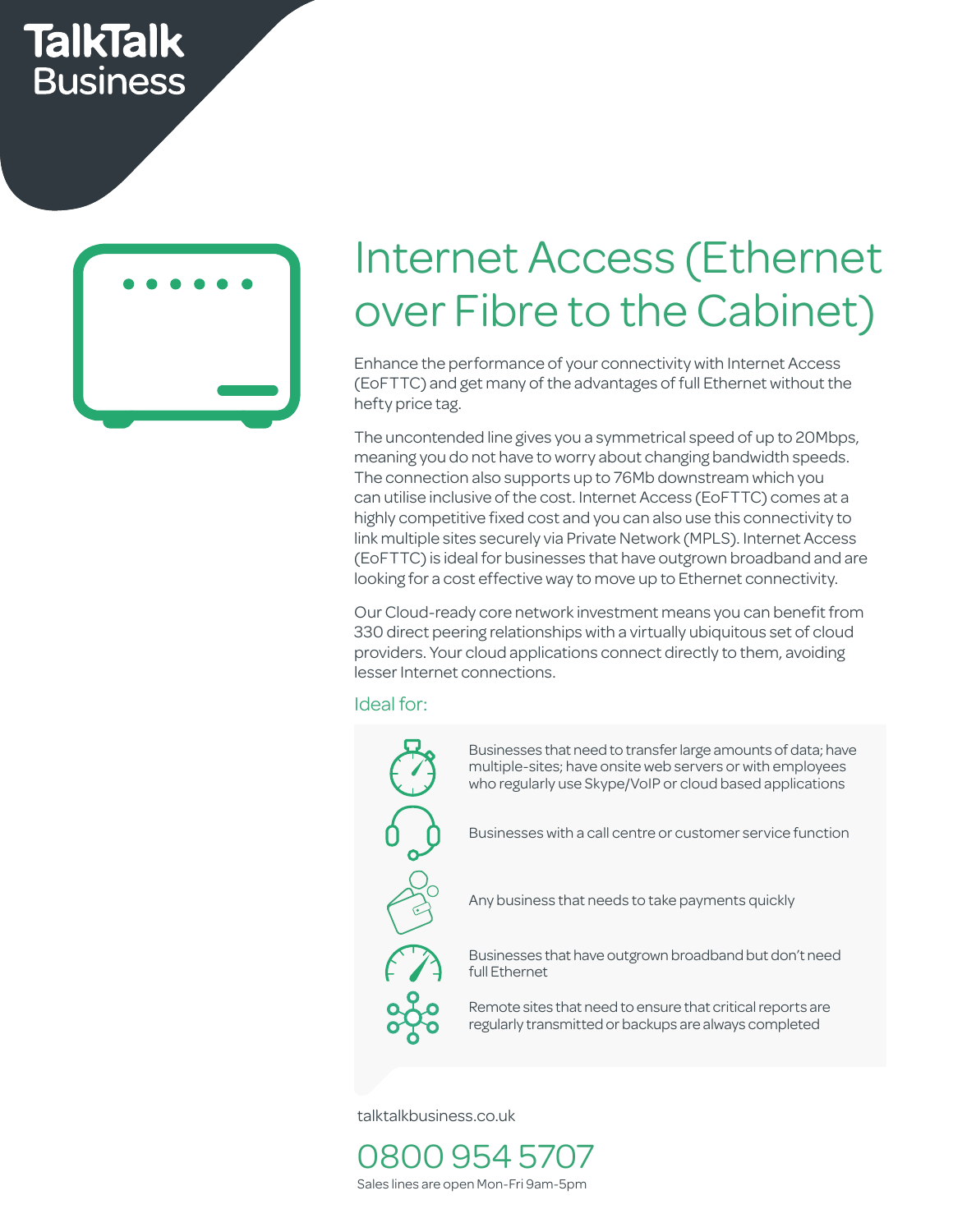TalkTalk Business

# Internet Access (Ethernet over Fibre to the Cabinet)

Enhance the performance of your connectivity with Internet Access (EoFTTC) and get many of the advantages of full Ethernet without the hefty price tag.

The uncontended line gives you a symmetrical speed of up to 20Mbps, meaning you do not have to worry about changing bandwidth speeds. The connection also supports up to 76Mb downstream which you can utilise inclusive of the cost. Internet Access (EoFTTC) comes at a highly competitive fixed cost and you can also use this connectivity to link multiple sites securely via Private Network (MPLS). Internet Access (EoFTTC) is ideal for businesses that have outgrown broadband and are looking for a cost effective way to move up to Ethernet connectivity.

Our Cloud-ready core network investment means you can benefit from 330 direct peering relationships with a virtually ubiquitous set of cloud providers. Your cloud applications connect directly to them, avoiding lesser Internet connections.

## Ideal for:

- Businesses that need to transfer large amounts of data; have multiple-sites; have onsite web servers or with employees who regularly use Skype/VoIP or cloud based applications
- Businesses with a call centre or customer service function
- Any business that needs to take payments quickly
- Businesses that have outgrown broadband but don't need full Ethernet
- Remote sites that need to ensure that critical reports are regularly transmitted or backups are always completed

talktalkbusiness.co.uk

0800 954 5707

Sales lines are open Mon-Fri 9am-5pm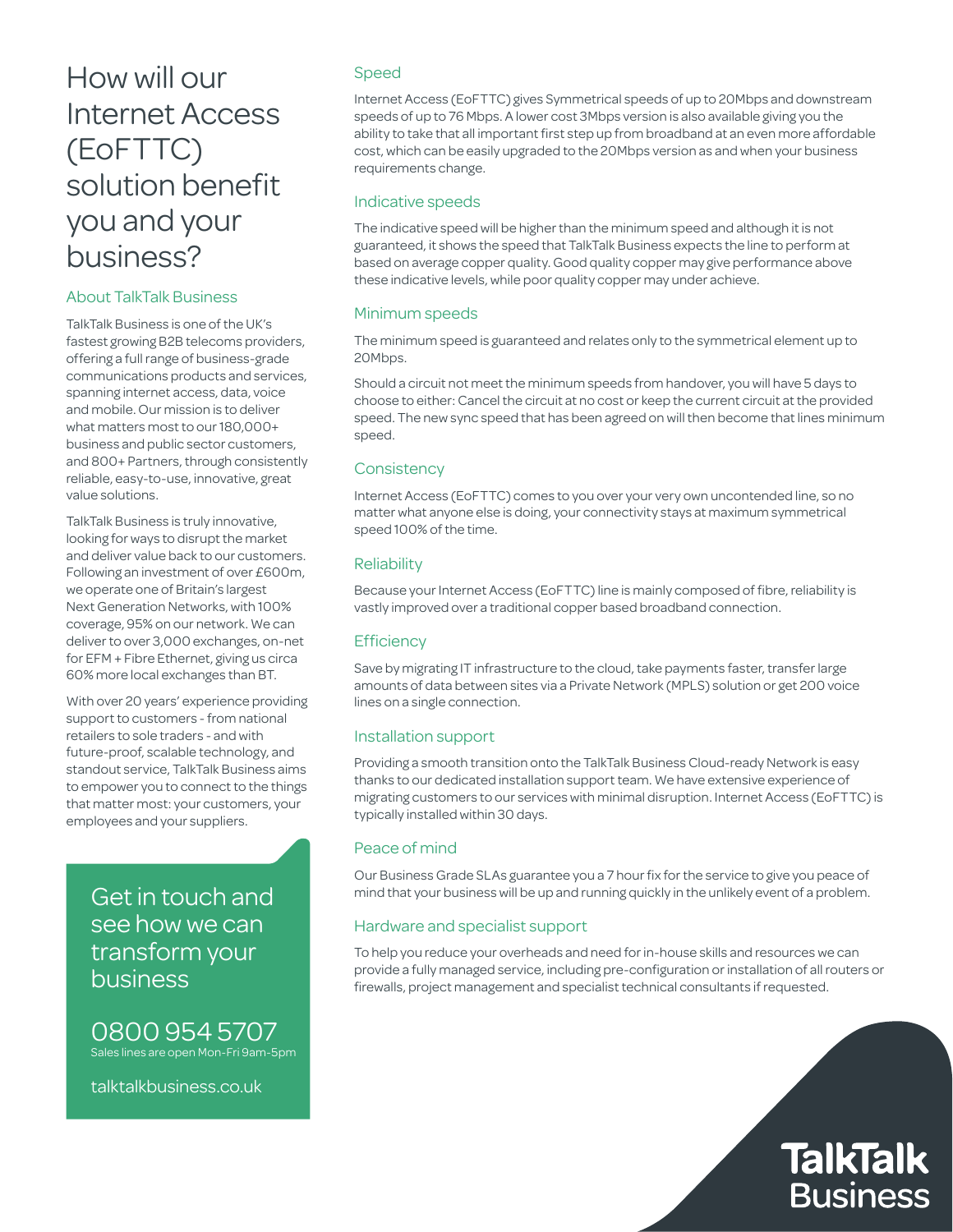# How will our Internet Access (EoFTTC) solution benefit you and your business?

## About TalkTalk Business

TalkTalk Business is one of the UK's fastest growing B2B telecoms providers, offering a full range of business-grade communications products and services, spanning internet access, data, voice and mobile. Our mission is to deliver what matters most to our 180,000+ business and public sector customers, and 800+ Partners, through consistently reliable, easy-to-use, innovative, great value solutions.

TalkTalk Business is truly innovative, looking for ways to disrupt the market and deliver value back to our customers. Following an investment of over £600m, we operate one of Britain's largest Next Generation Networks, with 100% coverage, 95% on our network. We can deliver to over 3,000 exchanges, on-net for EFM + Fibre Ethernet, giving us circa 60% more local exchanges than BT.

With over 20 years' experience providing support to customers - from national retailers to sole traders - and with future-proof, scalable technology, and standout service, TalkTalk Business aims to empower you to connect to the things that matter most: your customers, your employees and your suppliers.

## Get in touch and see how we can transform your business

0800 954 5707

Sales lines are open Mon-Fri 9am-5pm

talktalkbusiness.co.uk

## Speed

Internet Access (EoFTTC) gives Symmetrical speeds of up to 20Mbps and downstream speeds of up to 76 Mbps. A lower cost 3Mbps version is also available giving you the ability to take that all important first step up from broadband at an even more affordable cost, which can be easily upgraded to the 20Mbps version as and when your business requirements change.

## Indicative speeds

The indicative speed will be higher than the minimum speed and although it is not guaranteed, it shows the speed that TalkTalk Business expects the line to perform at based on average copper quality. Good quality copper may give performance above these indicative levels, while poor quality copper may under achieve.

## Minimum speeds

The minimum speed is guaranteed and relates only to the symmetrical element up to 20Mbps.

Should a circuit not meet the minimum speeds from handover, you will have 5 days to choose to either: Cancel the circuit at no cost or keep the current circuit at the provided speed. The new sync speed that has been agreed on will then become that lines minimum speed.

## Consistency

Internet Access (EoFTTC) comes to you over your very own uncontended line, so no matter what anyone else is doing, your connectivity stays at maximum symmetrical speed 100% of the time.

## Reliability

Because your Internet Access (EoFTTC) line is mainly composed of fibre, reliability is vastly improved over a traditional copper based broadband connection.

## Efficiency

Save by migrating IT infrastructure to the cloud, take payments faster, transfer large amounts of data between sites via a Private Network (MPLS) solution or get 200 voice lines on a single connection.

## Installation support

Providing a smooth transition onto the TalkTalk Business Cloud-ready Network is easy thanks to our dedicated installation support team. We have extensive experience of migrating customers to our services with minimal disruption. Internet Access (EoFTTC) is typically installed within 30 days.

## Peace of mind

Our Business Grade SLAs guarantee you a 7 hour fix for the service to give you peace of mind that your business will be up and running quickly in the unlikely event of a problem.

## Hardware and specialist support

To help you reduce your overheads and need for in-house skills and resources we can provide a fully managed service, including pre-configuration or installation of all routers or firewalls, project management and specialist technical consultants if requested.

TalkTalk Business